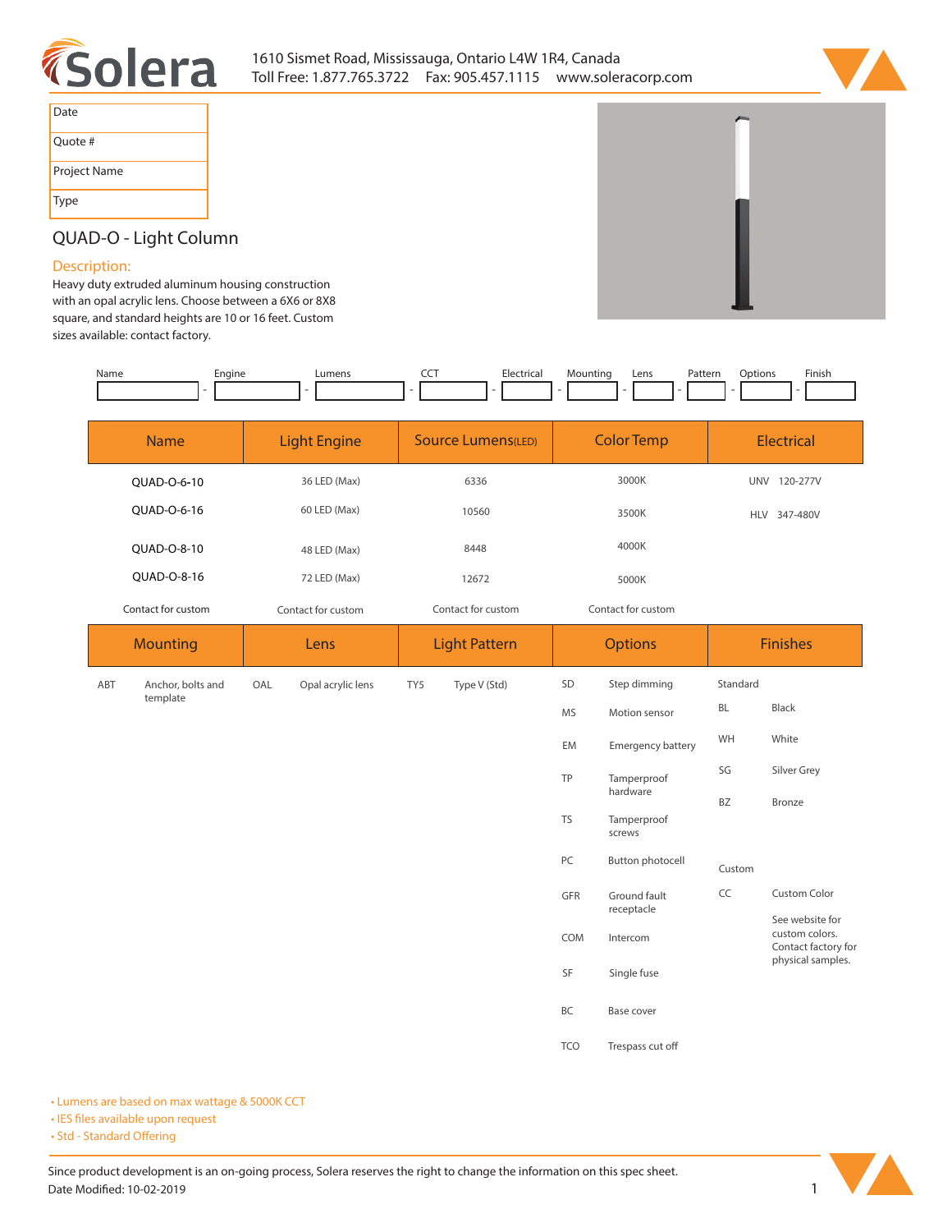1610 Sismet Road, Mississauga, Ontario L4W 1R4, Canada
Toll Free: 1.877.765.3722 Fax: 905.457.1115 www.soleracorp.com

| Date |
|---|
| Quote # |
| Project Name |
| Type |

# QUAD-O - Light Column

## Description:

Heavy duty extruded aluminum housing construction with an opal acrylic lens. Choose between a 6X6 or 8X8 square, and standard heights are 10 or 16 feet. Custom sizes available: contact factory.

| Name | Engine | Lumens | CCT | Electrical | Mounting | Lens | Pattern | Options | Finish |
|---|---|---|---|---|---|---|---|---|---|
| | - | - | - | - | - | - | - | - | - |

| Name | Light Engine | Source Lumens(LED) | Color Temp | Electrical |
|---|---|---|---|---|
| QUAD-O-6-10 | 36 LED (Max) | 6336 | 3000K | UNV 120-277V |
| QUAD-O-6-16 | 60 LED (Max) | 10560 | 3500K | HLV 347-480V |
| QUAD-O-8-10 | 48 LED (Max) | 8448 | 4000K | |
| QUAD-O-8-16 | 72 LED (Max) | 12672 | 5000K | |
| Contact for custom | Contact for custom | Contact for custom | Contact for custom | |

| Mounting | | Lens | | Light Pattern | | Options | | Finishes | |
|---|---|---|---|---|---|---|---|---|---|
| ABT | Anchor, bolts and template | OAL | Opal acrylic lens | TY5 | Type V (Std) | SD | Step dimming | Standard | |
| | | | | | | MS | Motion sensor | BL | Black |
| | | | | | | EM | Emergency battery | WH | White |
| | | | | | | TP | Tamperproof hardware | SG | Silver Grey |
| | | | | | | TS | Tamperproof screws | BZ | Bronze |
| | | | | | | PC | Button photocell | Custom | |
| | | | | | | GFR | Ground fault receptacle | CC | Custom Color |
| | | | | | | COM | Intercom | | See website for custom colors. Contact factory for physical samples. |
| | | | | | | SF | Single fuse | | |
| | | | | | | BC | Base cover | | |
| | | | | | | TCO | Trespass cut off | | |

- Lumens are based on max wattage & 5000K CCT
- IES files available upon request
- Std - Standard Offering

Since product development is an on-going process, Solera reserves the right to change the information on this spec sheet.
Date Modified: 10-02-2019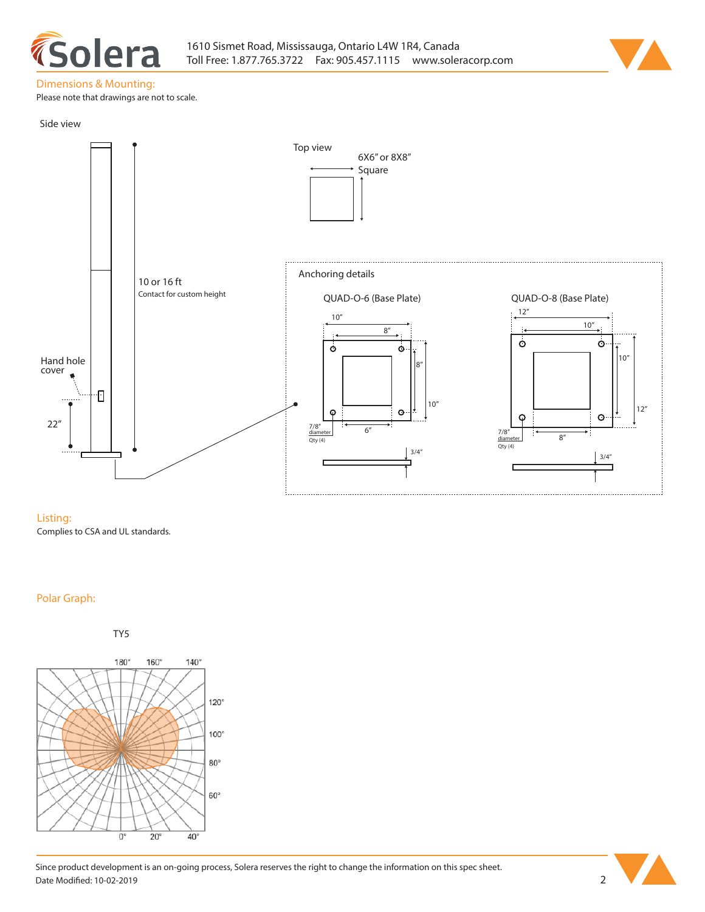Solera

1610 Sismet Road, Mississauga, Ontario L4W 1R4, Canada
Toll Free: 1.877.765.3722 Fax: 905.457.1115 www.soleracorp.com

## Dimensions & Mounting:

Please note that drawings are not to scale.

Side view

10 or 16 ft
Contact for custom height

Hand hole cover

22″

Top view

6X6″ or 8X8″ Square

Anchoring details

QUAD-O-6 (Base Plate)

10″
8″
8″
10″
6″
7/8″ diameter
Qty (4)
3/4″

QUAD-O-8 (Base Plate)

12″
10″
10″
12″
8″
7/8″ diameter
Qty (4)
3/4″

## Listing:

Complies to CSA and UL standards.

## Polar Graph:

TY5

180° 160° 140°
120°
100°
80°
60°
0° 20° 40°

Since product development is an on-going process, Solera reserves the right to change the information on this spec sheet.
Date Modified: 10-02-2019